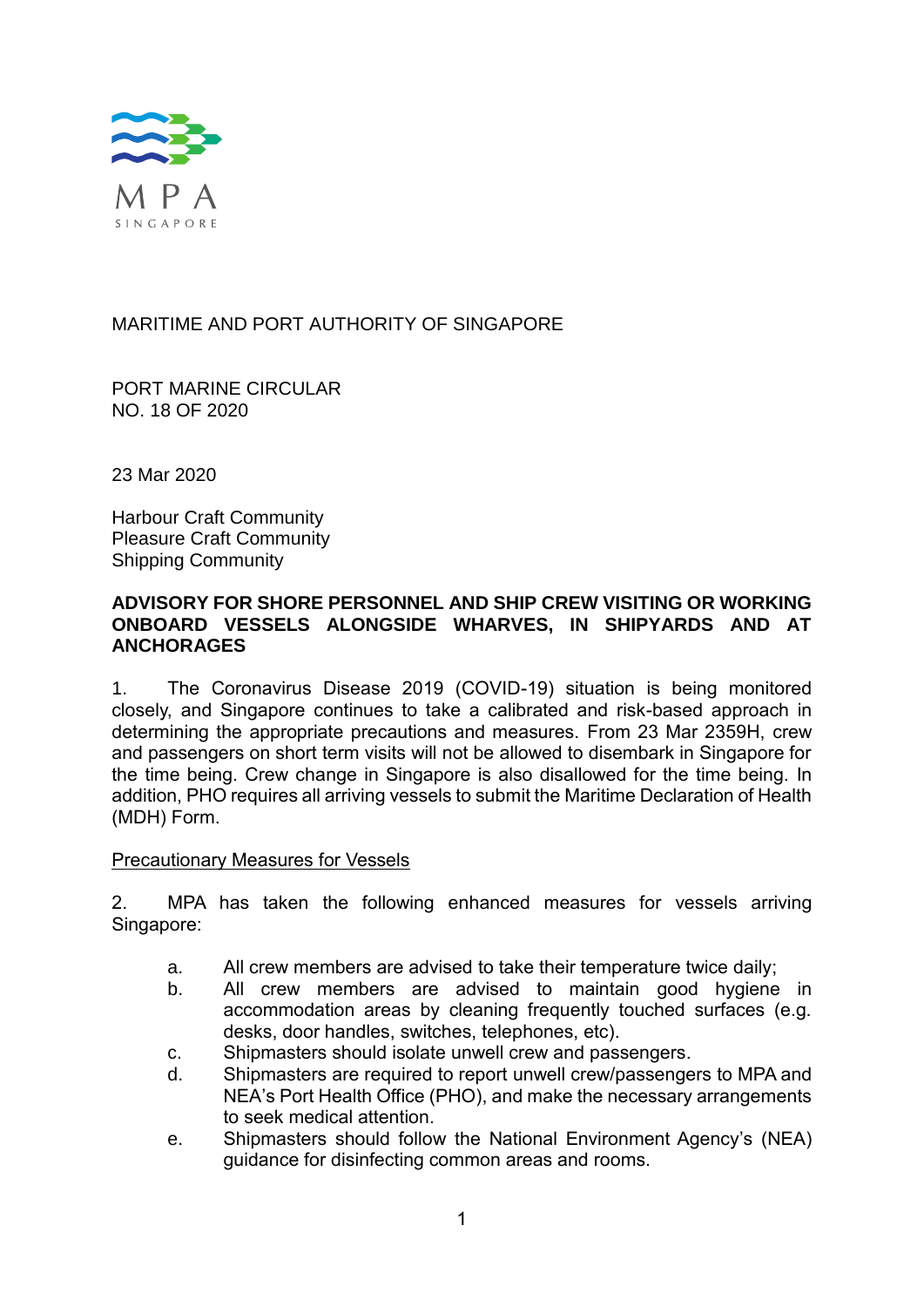MPA SINGAPORE

MARITIME AND PORT AUTHORITY OF SINGAPORE

PORT MARINE CIRCULAR
NO. 18 OF 2020

23 Mar 2020

Harbour Craft Community
Pleasure Craft Community
Shipping Community

**ADVISORY FOR SHORE PERSONNEL AND SHIP CREW VISITING OR WORKING ONBOARD VESSELS ALONGSIDE WHARVES, IN SHIPYARDS AND AT ANCHORAGES**

1. The Coronavirus Disease 2019 (COVID-19) situation is being monitored closely, and Singapore continues to take a calibrated and risk-based approach in determining the appropriate precautions and measures. From 23 Mar 2359H, crew and passengers on short term visits will not be allowed to disembark in Singapore for the time being. Crew change in Singapore is also disallowed for the time being. In addition, PHO requires all arriving vessels to submit the Maritime Declaration of Health (MDH) Form.

<u>Precautionary Measures for Vessels</u>

2. MPA has taken the following enhanced measures for vessels arriving Singapore:

a. All crew members are advised to take their temperature twice daily;
b. All crew members are advised to maintain good hygiene in accommodation areas by cleaning frequently touched surfaces (e.g. desks, door handles, switches, telephones, etc).
c. Shipmasters should isolate unwell crew and passengers.
d. Shipmasters are required to report unwell crew/passengers to MPA and NEA's Port Health Office (PHO), and make the necessary arrangements to seek medical attention.
e. Shipmasters should follow the National Environment Agency's (NEA) guidance for disinfecting common areas and rooms.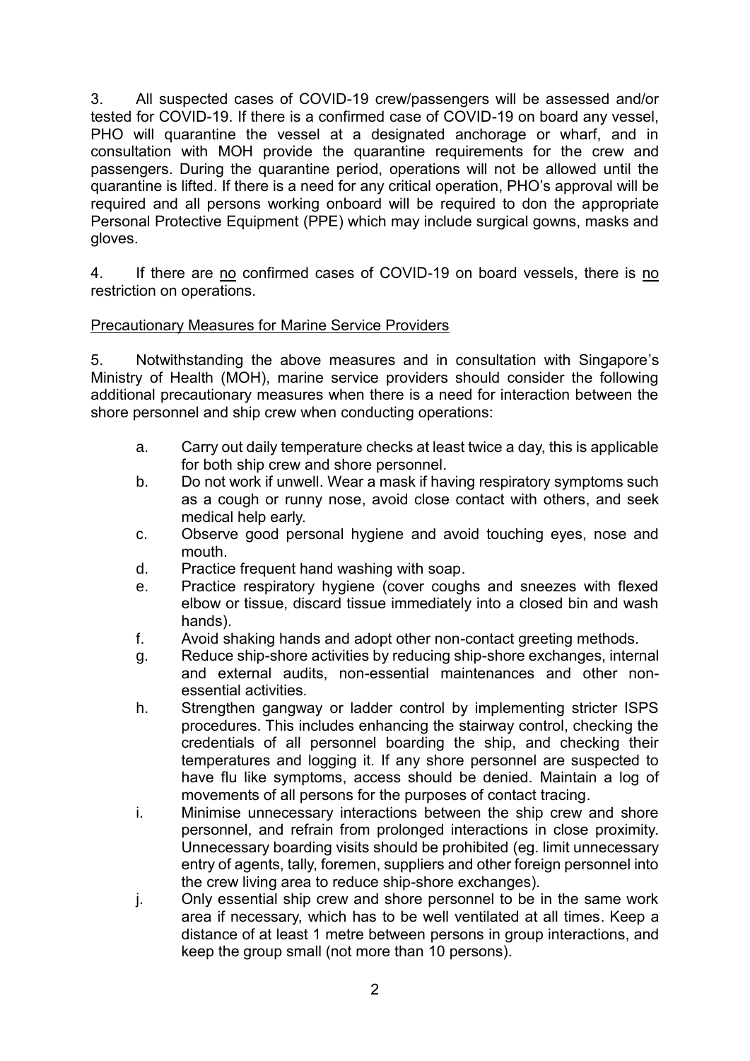3. All suspected cases of COVID-19 crew/passengers will be assessed and/or tested for COVID-19. If there is a confirmed case of COVID-19 on board any vessel, PHO will quarantine the vessel at a designated anchorage or wharf, and in consultation with MOH provide the quarantine requirements for the crew and passengers. During the quarantine period, operations will not be allowed until the quarantine is lifted. If there is a need for any critical operation, PHO's approval will be required and all persons working onboard will be required to don the appropriate Personal Protective Equipment (PPE) which may include surgical gowns, masks and gloves.

4. If there are <u>no</u> confirmed cases of COVID-19 on board vessels, there is <u>no</u> restriction on operations.

<u>Precautionary Measures for Marine Service Providers</u>

5. Notwithstanding the above measures and in consultation with Singapore's Ministry of Health (MOH), marine service providers should consider the following additional precautionary measures when there is a need for interaction between the shore personnel and ship crew when conducting operations:

a. Carry out daily temperature checks at least twice a day, this is applicable for both ship crew and shore personnel.

b. Do not work if unwell. Wear a mask if having respiratory symptoms such as a cough or runny nose, avoid close contact with others, and seek medical help early.

c. Observe good personal hygiene and avoid touching eyes, nose and mouth.

d. Practice frequent hand washing with soap.

e. Practice respiratory hygiene (cover coughs and sneezes with flexed elbow or tissue, discard tissue immediately into a closed bin and wash hands).

f. Avoid shaking hands and adopt other non-contact greeting methods.

g. Reduce ship-shore activities by reducing ship-shore exchanges, internal and external audits, non-essential maintenances and other non-essential activities.

h. Strengthen gangway or ladder control by implementing stricter ISPS procedures. This includes enhancing the stairway control, checking the credentials of all personnel boarding the ship, and checking their temperatures and logging it. If any shore personnel are suspected to have flu like symptoms, access should be denied. Maintain a log of movements of all persons for the purposes of contact tracing.

i. Minimise unnecessary interactions between the ship crew and shore personnel, and refrain from prolonged interactions in close proximity. Unnecessary boarding visits should be prohibited (eg. limit unnecessary entry of agents, tally, foremen, suppliers and other foreign personnel into the crew living area to reduce ship-shore exchanges).

j. Only essential ship crew and shore personnel to be in the same work area if necessary, which has to be well ventilated at all times. Keep a distance of at least 1 metre between persons in group interactions, and keep the group small (not more than 10 persons).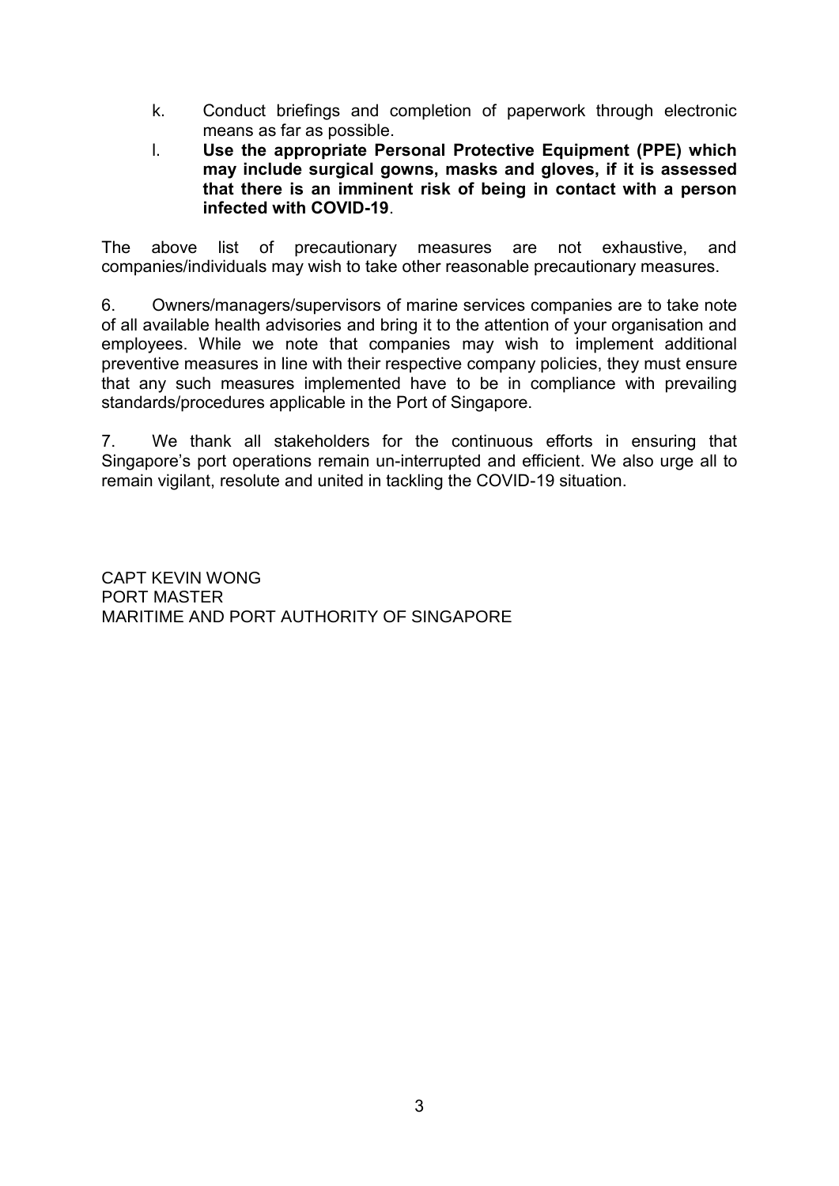k. Conduct briefings and completion of paperwork through electronic means as far as possible.

l. **Use the appropriate Personal Protective Equipment (PPE) which may include surgical gowns, masks and gloves, if it is assessed that there is an imminent risk of being in contact with a person infected with COVID-19**.

The above list of precautionary measures are not exhaustive, and companies/individuals may wish to take other reasonable precautionary measures.

6. Owners/managers/supervisors of marine services companies are to take note of all available health advisories and bring it to the attention of your organisation and employees. While we note that companies may wish to implement additional preventive measures in line with their respective company policies, they must ensure that any such measures implemented have to be in compliance with prevailing standards/procedures applicable in the Port of Singapore.

7. We thank all stakeholders for the continuous efforts in ensuring that Singapore's port operations remain un-interrupted and efficient. We also urge all to remain vigilant, resolute and united in tackling the COVID-19 situation.

CAPT KEVIN WONG
PORT MASTER
MARITIME AND PORT AUTHORITY OF SINGAPORE